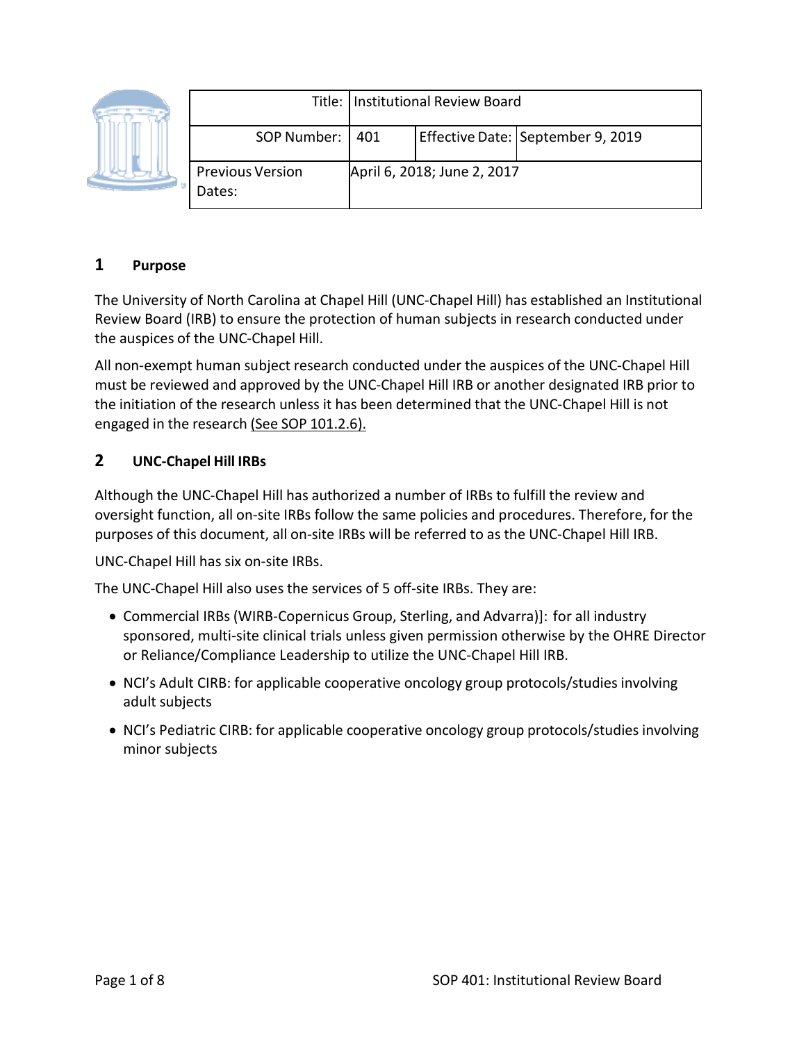| Title: | Institutional Review Board | | |
|---|---|---|---|
| SOP Number: | 401 | Effective Date: | September 9, 2019 |
| Previous Version Dates: | April 6, 2018; June 2, 2017 | | |

## 1 Purpose

The University of North Carolina at Chapel Hill (UNC-Chapel Hill) has established an Institutional Review Board (IRB) to ensure the protection of human subjects in research conducted under the auspices of the UNC-Chapel Hill.

All non-exempt human subject research conducted under the auspices of the UNC-Chapel Hill must be reviewed and approved by the UNC-Chapel Hill IRB or another designated IRB prior to the initiation of the research unless it has been determined that the UNC-Chapel Hill is not engaged in the research (See SOP 101.2.6).

## 2 UNC-Chapel Hill IRBs

Although the UNC-Chapel Hill has authorized a number of IRBs to fulfill the review and oversight function, all on-site IRBs follow the same policies and procedures. Therefore, for the purposes of this document, all on-site IRBs will be referred to as the UNC-Chapel Hill IRB.

UNC-Chapel Hill has six on-site IRBs.

The UNC-Chapel Hill also uses the services of 5 off-site IRBs. They are:

- Commercial IRBs (WIRB-Copernicus Group, Sterling, and Advarra)]: for all industry sponsored, multi-site clinical trials unless given permission otherwise by the OHRE Director or Reliance/Compliance Leadership to utilize the UNC-Chapel Hill IRB.
- NCI's Adult CIRB: for applicable cooperative oncology group protocols/studies involving adult subjects
- NCI's Pediatric CIRB: for applicable cooperative oncology group protocols/studies involving minor subjects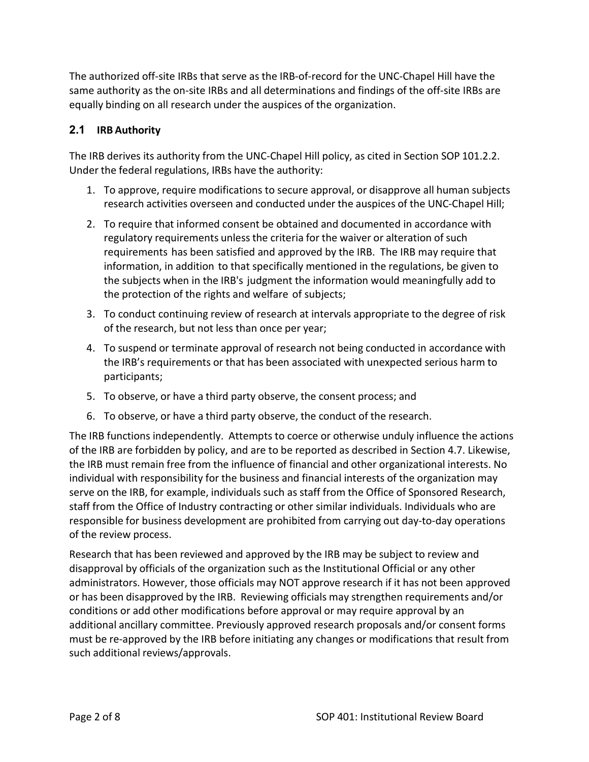The authorized off-site IRBs that serve as the IRB-of-record for the UNC-Chapel Hill have the same authority as the on-site IRBs and all determinations and findings of the off-site IRBs are equally binding on all research under the auspices of the organization.

## 2.1 IRB Authority

The IRB derives its authority from the UNC-Chapel Hill policy, as cited in Section SOP 101.2.2. Under the federal regulations, IRBs have the authority:

1. To approve, require modifications to secure approval, or disapprove all human subjects research activities overseen and conducted under the auspices of the UNC-Chapel Hill;
2. To require that informed consent be obtained and documented in accordance with regulatory requirements unless the criteria for the waiver or alteration of such requirements has been satisfied and approved by the IRB. The IRB may require that information, in addition to that specifically mentioned in the regulations, be given to the subjects when in the IRB's judgment the information would meaningfully add to the protection of the rights and welfare of subjects;
3. To conduct continuing review of research at intervals appropriate to the degree of risk of the research, but not less than once per year;
4. To suspend or terminate approval of research not being conducted in accordance with the IRB's requirements or that has been associated with unexpected serious harm to participants;
5. To observe, or have a third party observe, the consent process; and
6. To observe, or have a third party observe, the conduct of the research.

The IRB functions independently. Attempts to coerce or otherwise unduly influence the actions of the IRB are forbidden by policy, and are to be reported as described in Section 4.7. Likewise, the IRB must remain free from the influence of financial and other organizational interests. No individual with responsibility for the business and financial interests of the organization may serve on the IRB, for example, individuals such as staff from the Office of Sponsored Research, staff from the Office of Industry contracting or other similar individuals. Individuals who are responsible for business development are prohibited from carrying out day-to-day operations of the review process.

Research that has been reviewed and approved by the IRB may be subject to review and disapproval by officials of the organization such as the Institutional Official or any other administrators. However, those officials may NOT approve research if it has not been approved or has been disapproved by the IRB. Reviewing officials may strengthen requirements and/or conditions or add other modifications before approval or may require approval by an additional ancillary committee. Previously approved research proposals and/or consent forms must be re-approved by the IRB before initiating any changes or modifications that result from such additional reviews/approvals.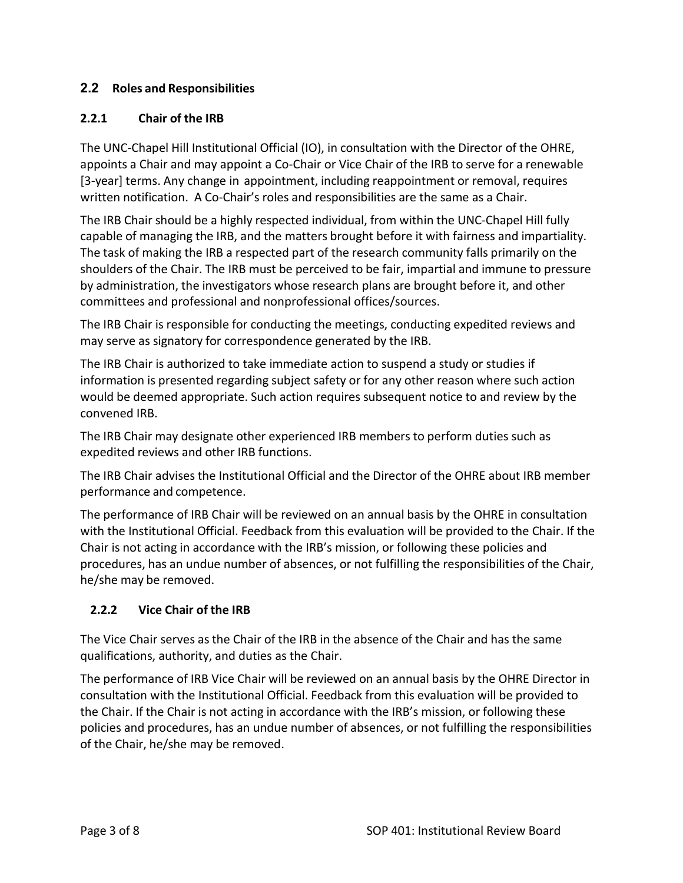## 2.2 Roles and Responsibilities

### 2.2.1 Chair of the IRB

The UNC-Chapel Hill Institutional Official (IO), in consultation with the Director of the OHRE, appoints a Chair and may appoint a Co-Chair or Vice Chair of the IRB to serve for a renewable [3-year] terms. Any change in appointment, including reappointment or removal, requires written notification. A Co-Chair's roles and responsibilities are the same as a Chair.

The IRB Chair should be a highly respected individual, from within the UNC-Chapel Hill fully capable of managing the IRB, and the matters brought before it with fairness and impartiality. The task of making the IRB a respected part of the research community falls primarily on the shoulders of the Chair. The IRB must be perceived to be fair, impartial and immune to pressure by administration, the investigators whose research plans are brought before it, and other committees and professional and nonprofessional offices/sources.

The IRB Chair is responsible for conducting the meetings, conducting expedited reviews and may serve as signatory for correspondence generated by the IRB.

The IRB Chair is authorized to take immediate action to suspend a study or studies if information is presented regarding subject safety or for any other reason where such action would be deemed appropriate. Such action requires subsequent notice to and review by the convened IRB.

The IRB Chair may designate other experienced IRB members to perform duties such as expedited reviews and other IRB functions.

The IRB Chair advises the Institutional Official and the Director of the OHRE about IRB member performance and competence.

The performance of IRB Chair will be reviewed on an annual basis by the OHRE in consultation with the Institutional Official. Feedback from this evaluation will be provided to the Chair. If the Chair is not acting in accordance with the IRB's mission, or following these policies and procedures, has an undue number of absences, or not fulfilling the responsibilities of the Chair, he/she may be removed.

### 2.2.2 Vice Chair of the IRB

The Vice Chair serves as the Chair of the IRB in the absence of the Chair and has the same qualifications, authority, and duties as the Chair.

The performance of IRB Vice Chair will be reviewed on an annual basis by the OHRE Director in consultation with the Institutional Official. Feedback from this evaluation will be provided to the Chair. If the Chair is not acting in accordance with the IRB's mission, or following these policies and procedures, has an undue number of absences, or not fulfilling the responsibilities of the Chair, he/she may be removed.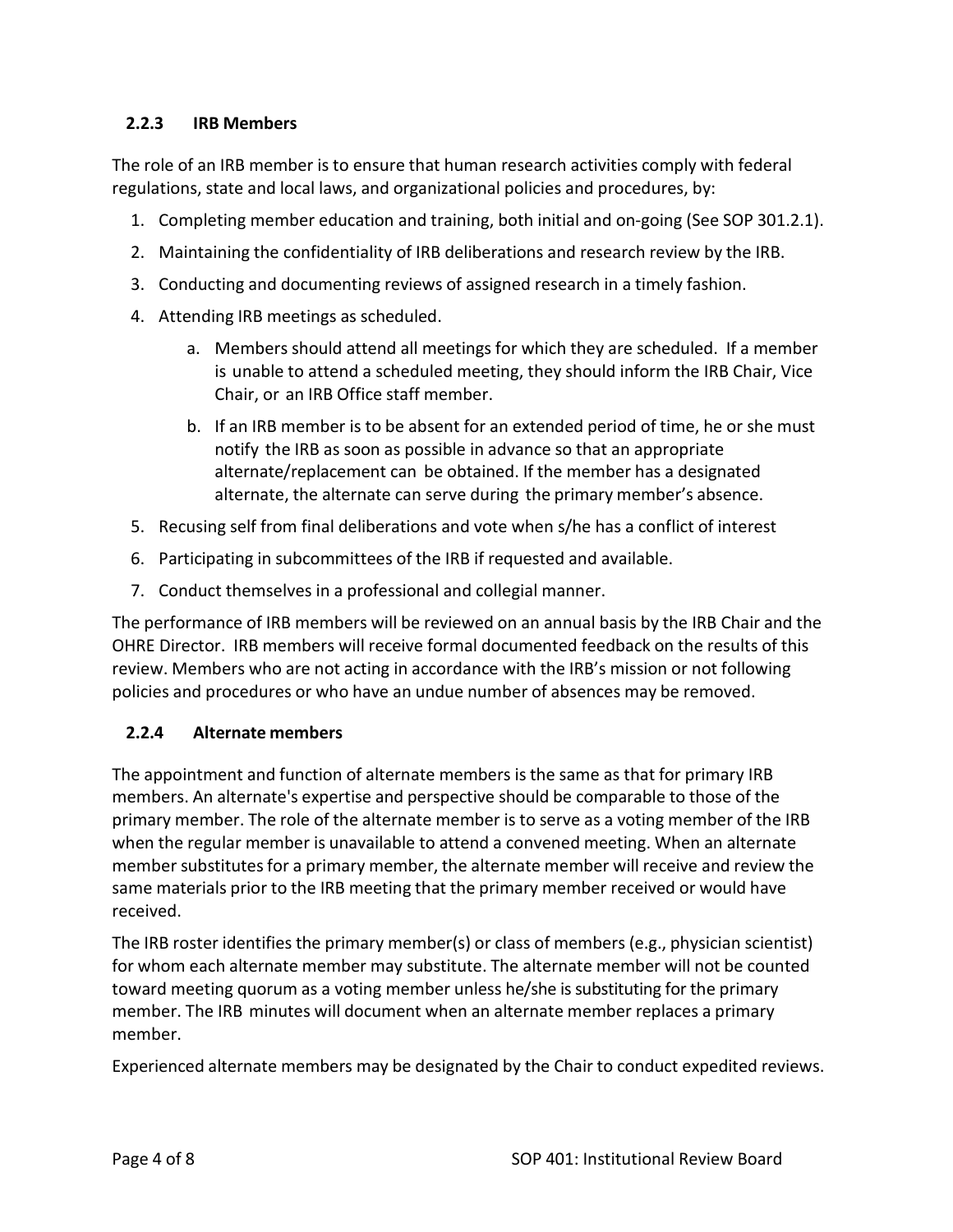### 2.2.3 IRB Members

The role of an IRB member is to ensure that human research activities comply with federal regulations, state and local laws, and organizational policies and procedures, by:

1. Completing member education and training, both initial and on-going (See SOP 301.2.1).
2. Maintaining the confidentiality of IRB deliberations and research review by the IRB.
3. Conducting and documenting reviews of assigned research in a timely fashion.
4. Attending IRB meetings as scheduled.
   a. Members should attend all meetings for which they are scheduled. If a member is unable to attend a scheduled meeting, they should inform the IRB Chair, Vice Chair, or an IRB Office staff member.
   b. If an IRB member is to be absent for an extended period of time, he or she must notify the IRB as soon as possible in advance so that an appropriate alternate/replacement can be obtained. If the member has a designated alternate, the alternate can serve during the primary member's absence.
5. Recusing self from final deliberations and vote when s/he has a conflict of interest
6. Participating in subcommittees of the IRB if requested and available.
7. Conduct themselves in a professional and collegial manner.

The performance of IRB members will be reviewed on an annual basis by the IRB Chair and the OHRE Director. IRB members will receive formal documented feedback on the results of this review. Members who are not acting in accordance with the IRB's mission or not following policies and procedures or who have an undue number of absences may be removed.

### 2.2.4 Alternate members

The appointment and function of alternate members is the same as that for primary IRB members. An alternate's expertise and perspective should be comparable to those of the primary member. The role of the alternate member is to serve as a voting member of the IRB when the regular member is unavailable to attend a convened meeting. When an alternate member substitutes for a primary member, the alternate member will receive and review the same materials prior to the IRB meeting that the primary member received or would have received.

The IRB roster identifies the primary member(s) or class of members (e.g., physician scientist) for whom each alternate member may substitute. The alternate member will not be counted toward meeting quorum as a voting member unless he/she is substituting for the primary member. The IRB minutes will document when an alternate member replaces a primary member.

Experienced alternate members may be designated by the Chair to conduct expedited reviews.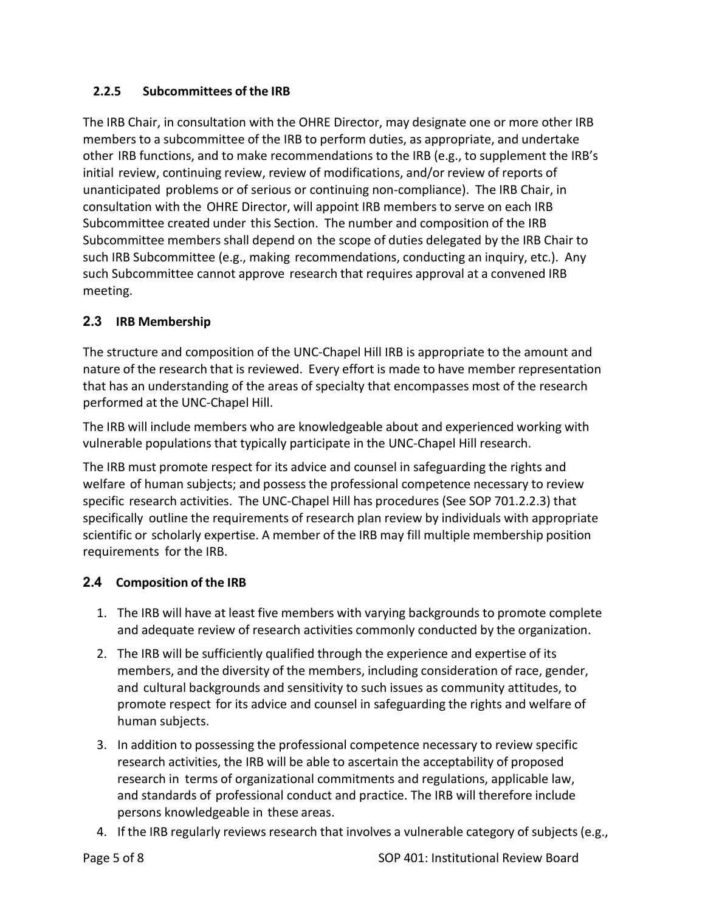### 2.2.5 Subcommittees of the IRB

The IRB Chair, in consultation with the OHRE Director, may designate one or more other IRB members to a subcommittee of the IRB to perform duties, as appropriate, and undertake other IRB functions, and to make recommendations to the IRB (e.g., to supplement the IRB's initial review, continuing review, review of modifications, and/or review of reports of unanticipated problems or of serious or continuing non-compliance). The IRB Chair, in consultation with the OHRE Director, will appoint IRB members to serve on each IRB Subcommittee created under this Section. The number and composition of the IRB Subcommittee members shall depend on the scope of duties delegated by the IRB Chair to such IRB Subcommittee (e.g., making recommendations, conducting an inquiry, etc.). Any such Subcommittee cannot approve research that requires approval at a convened IRB meeting.

## 2.3 IRB Membership

The structure and composition of the UNC-Chapel Hill IRB is appropriate to the amount and nature of the research that is reviewed. Every effort is made to have member representation that has an understanding of the areas of specialty that encompasses most of the research performed at the UNC-Chapel Hill.

The IRB will include members who are knowledgeable about and experienced working with vulnerable populations that typically participate in the UNC-Chapel Hill research.

The IRB must promote respect for its advice and counsel in safeguarding the rights and welfare of human subjects; and possess the professional competence necessary to review specific research activities. The UNC-Chapel Hill has procedures (See SOP 701.2.2.3) that specifically outline the requirements of research plan review by individuals with appropriate scientific or scholarly expertise. A member of the IRB may fill multiple membership position requirements for the IRB.

## 2.4 Composition of the IRB

1. The IRB will have at least five members with varying backgrounds to promote complete and adequate review of research activities commonly conducted by the organization.
2. The IRB will be sufficiently qualified through the experience and expertise of its members, and the diversity of the members, including consideration of race, gender, and cultural backgrounds and sensitivity to such issues as community attitudes, to promote respect for its advice and counsel in safeguarding the rights and welfare of human subjects.
3. In addition to possessing the professional competence necessary to review specific research activities, the IRB will be able to ascertain the acceptability of proposed research in terms of organizational commitments and regulations, applicable law, and standards of professional conduct and practice. The IRB will therefore include persons knowledgeable in these areas.
4. If the IRB regularly reviews research that involves a vulnerable category of subjects (e.g.,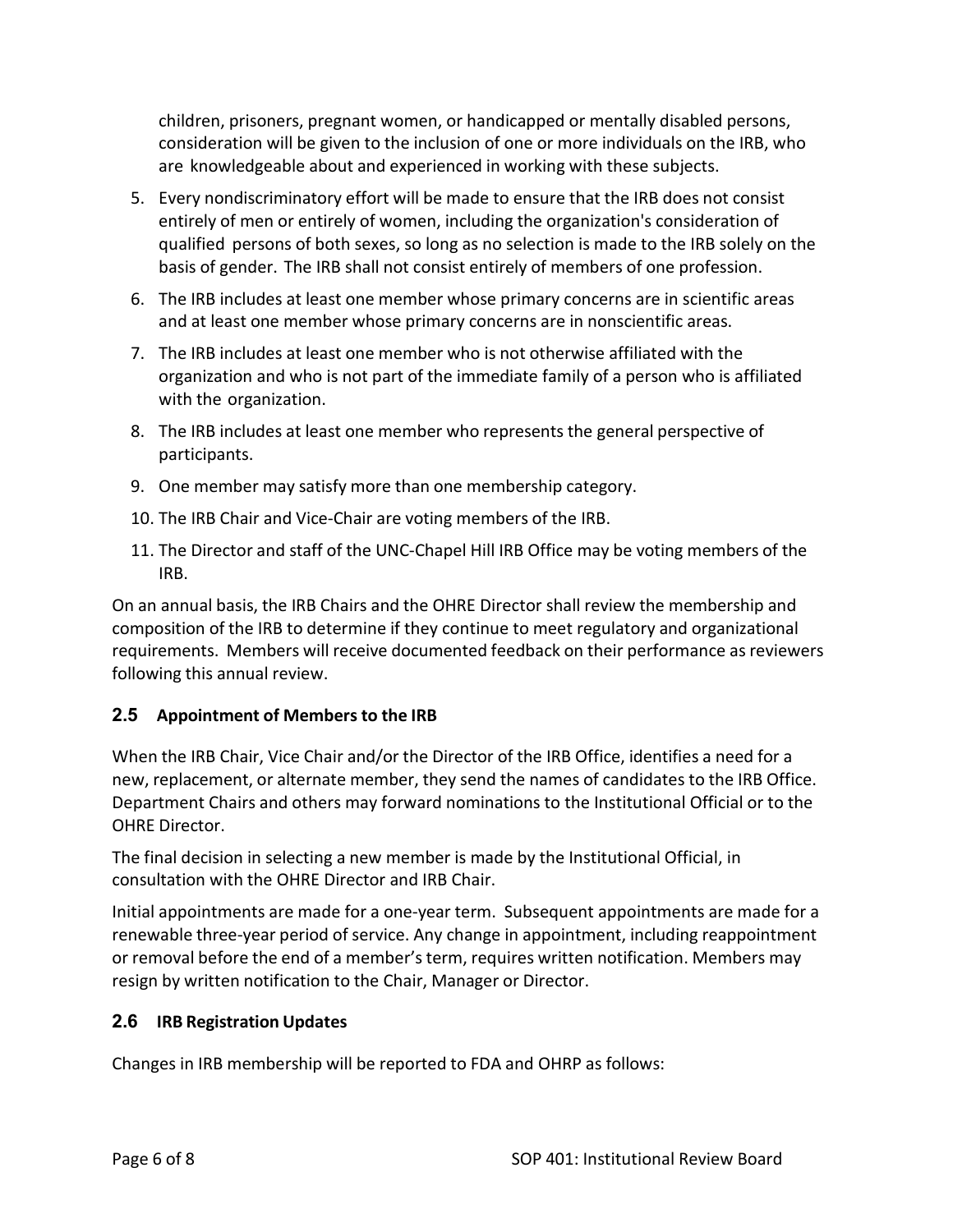children, prisoners, pregnant women, or handicapped or mentally disabled persons, consideration will be given to the inclusion of one or more individuals on the IRB, who are knowledgeable about and experienced in working with these subjects.

5. Every nondiscriminatory effort will be made to ensure that the IRB does not consist entirely of men or entirely of women, including the organization's consideration of qualified persons of both sexes, so long as no selection is made to the IRB solely on the basis of gender. The IRB shall not consist entirely of members of one profession.
6. The IRB includes at least one member whose primary concerns are in scientific areas and at least one member whose primary concerns are in nonscientific areas.
7. The IRB includes at least one member who is not otherwise affiliated with the organization and who is not part of the immediate family of a person who is affiliated with the organization.
8. The IRB includes at least one member who represents the general perspective of participants.
9. One member may satisfy more than one membership category.
10. The IRB Chair and Vice-Chair are voting members of the IRB.
11. The Director and staff of the UNC-Chapel Hill IRB Office may be voting members of the IRB.

On an annual basis, the IRB Chairs and the OHRE Director shall review the membership and composition of the IRB to determine if they continue to meet regulatory and organizational requirements. Members will receive documented feedback on their performance as reviewers following this annual review.

## 2.5 Appointment of Members to the IRB

When the IRB Chair, Vice Chair and/or the Director of the IRB Office, identifies a need for a new, replacement, or alternate member, they send the names of candidates to the IRB Office. Department Chairs and others may forward nominations to the Institutional Official or to the OHRE Director.

The final decision in selecting a new member is made by the Institutional Official, in consultation with the OHRE Director and IRB Chair.

Initial appointments are made for a one-year term. Subsequent appointments are made for a renewable three-year period of service. Any change in appointment, including reappointment or removal before the end of a member's term, requires written notification. Members may resign by written notification to the Chair, Manager or Director.

## 2.6 IRB Registration Updates

Changes in IRB membership will be reported to FDA and OHRP as follows: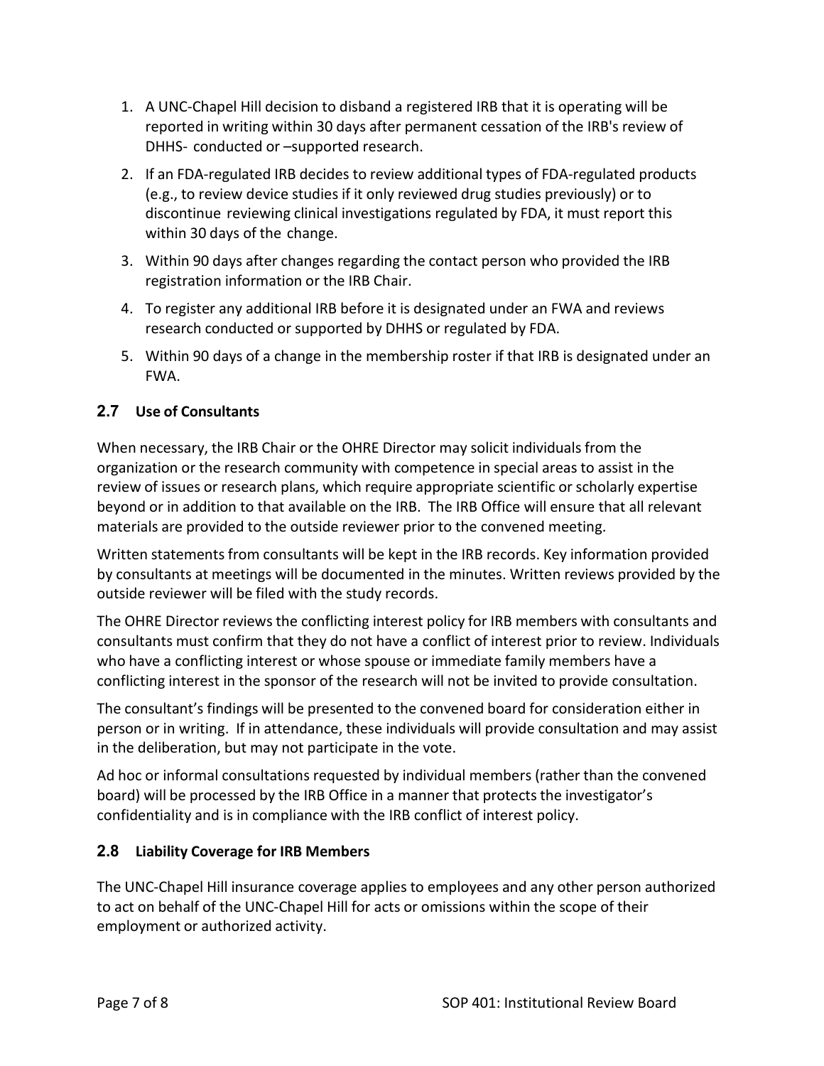1. A UNC-Chapel Hill decision to disband a registered IRB that it is operating will be reported in writing within 30 days after permanent cessation of the IRB's review of DHHS- conducted or –supported research.
2. If an FDA-regulated IRB decides to review additional types of FDA-regulated products (e.g., to review device studies if it only reviewed drug studies previously) or to discontinue reviewing clinical investigations regulated by FDA, it must report this within 30 days of the change.
3. Within 90 days after changes regarding the contact person who provided the IRB registration information or the IRB Chair.
4. To register any additional IRB before it is designated under an FWA and reviews research conducted or supported by DHHS or regulated by FDA.
5. Within 90 days of a change in the membership roster if that IRB is designated under an FWA.

## 2.7 Use of Consultants

When necessary, the IRB Chair or the OHRE Director may solicit individuals from the organization or the research community with competence in special areas to assist in the review of issues or research plans, which require appropriate scientific or scholarly expertise beyond or in addition to that available on the IRB. The IRB Office will ensure that all relevant materials are provided to the outside reviewer prior to the convened meeting.

Written statements from consultants will be kept in the IRB records. Key information provided by consultants at meetings will be documented in the minutes. Written reviews provided by the outside reviewer will be filed with the study records.

The OHRE Director reviews the conflicting interest policy for IRB members with consultants and consultants must confirm that they do not have a conflict of interest prior to review. Individuals who have a conflicting interest or whose spouse or immediate family members have a conflicting interest in the sponsor of the research will not be invited to provide consultation.

The consultant's findings will be presented to the convened board for consideration either in person or in writing. If in attendance, these individuals will provide consultation and may assist in the deliberation, but may not participate in the vote.

Ad hoc or informal consultations requested by individual members (rather than the convened board) will be processed by the IRB Office in a manner that protects the investigator's confidentiality and is in compliance with the IRB conflict of interest policy.

## 2.8 Liability Coverage for IRB Members

The UNC-Chapel Hill insurance coverage applies to employees and any other person authorized to act on behalf of the UNC-Chapel Hill for acts or omissions within the scope of their employment or authorized activity.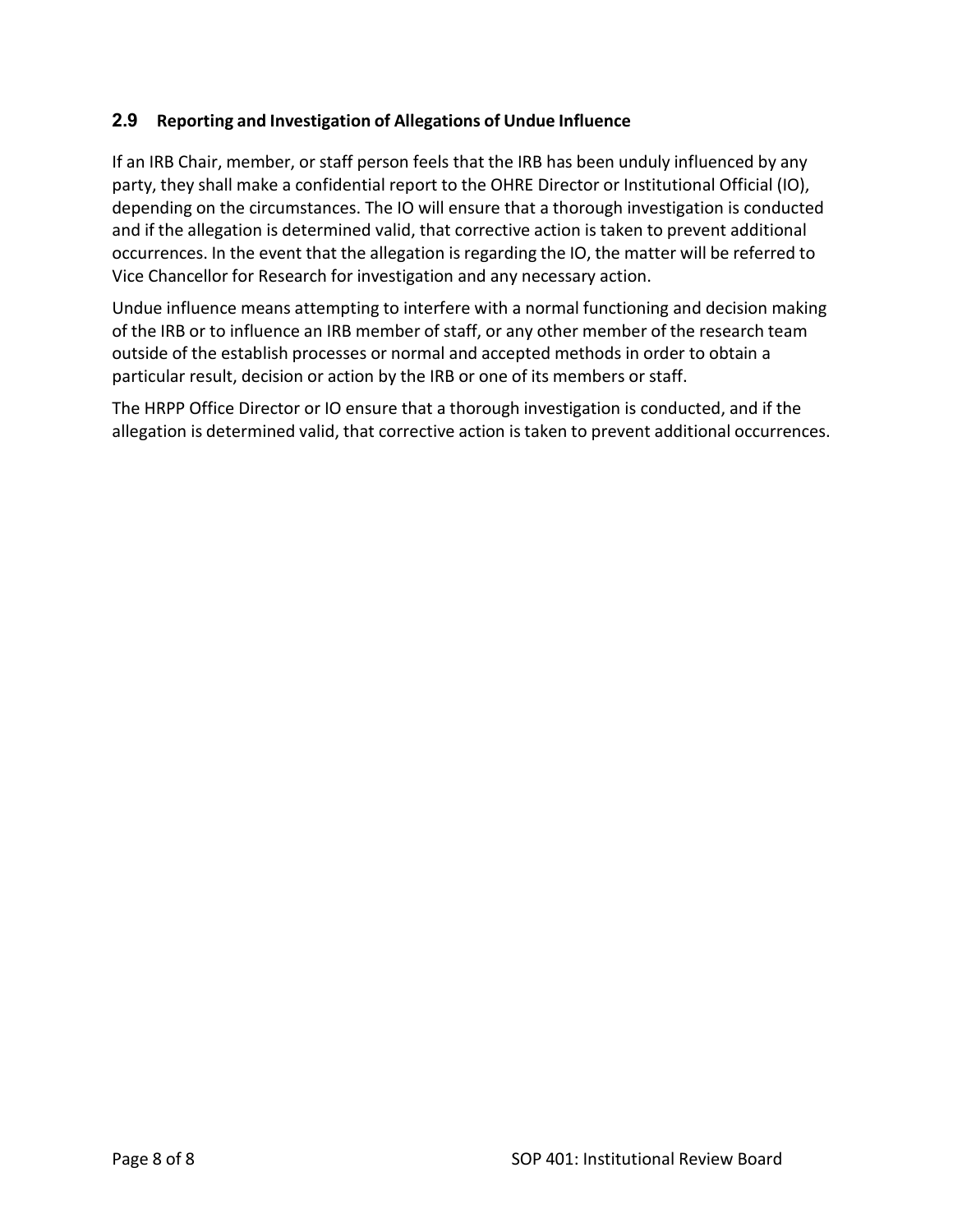## 2.9 Reporting and Investigation of Allegations of Undue Influence

If an IRB Chair, member, or staff person feels that the IRB has been unduly influenced by any party, they shall make a confidential report to the OHRE Director or Institutional Official (IO), depending on the circumstances. The IO will ensure that a thorough investigation is conducted and if the allegation is determined valid, that corrective action is taken to prevent additional occurrences. In the event that the allegation is regarding the IO, the matter will be referred to Vice Chancellor for Research for investigation and any necessary action.

Undue influence means attempting to interfere with a normal functioning and decision making of the IRB or to influence an IRB member of staff, or any other member of the research team outside of the establish processes or normal and accepted methods in order to obtain a particular result, decision or action by the IRB or one of its members or staff.

The HRPP Office Director or IO ensure that a thorough investigation is conducted, and if the allegation is determined valid, that corrective action is taken to prevent additional occurrences.